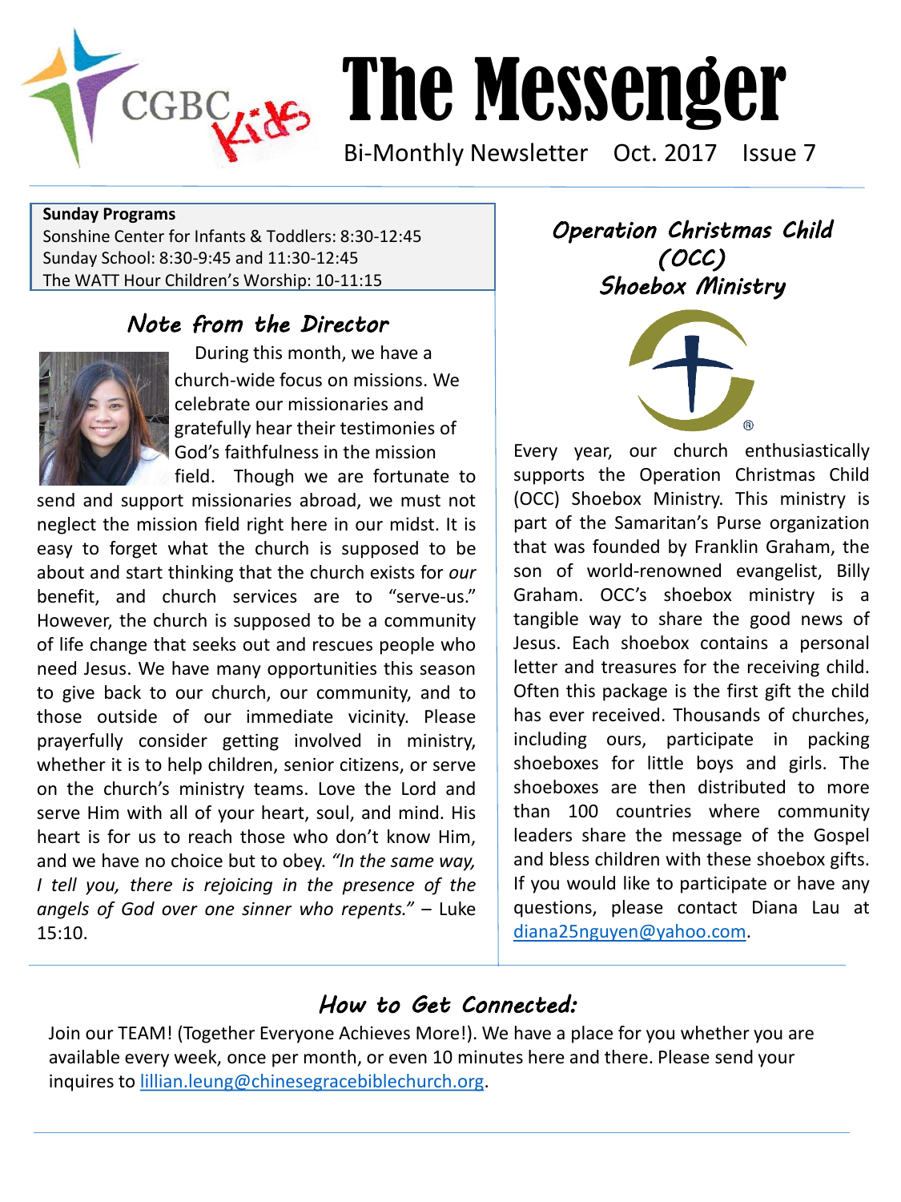# The Messenger

Bi-Monthly Newsletter Oct. 2017 Issue 7

**Sunday Programs**
Sonshine Center for Infants & Toddlers: 8:30-12:45
Sunday School: 8:30-9:45 and 11:30-12:45
The WATT Hour Children's Worship: 10-11:15

## *Note from the Director*

During this month, we have a church-wide focus on missions. We celebrate our missionaries and gratefully hear their testimonies of God's faithfulness in the mission field. Though we are fortunate to send and support missionaries abroad, we must not neglect the mission field right here in our midst. It is easy to forget what the church is supposed to be about and start thinking that the church exists for *our* benefit, and church services are to "serve-us." However, the church is supposed to be a community of life change that seeks out and rescues people who need Jesus. We have many opportunities this season to give back to our church, our community, and to those outside of our immediate vicinity. Please prayerfully consider getting involved in ministry, whether it is to help children, senior citizens, or serve on the church's ministry teams. Love the Lord and serve Him with all of your heart, soul, and mind. His heart is for us to reach those who don't know Him, and we have no choice but to obey. *"In the same way, I tell you, there is rejoicing in the presence of the angels of God over one sinner who repents."* – Luke 15:10.

## *Operation Christmas Child (OCC) Shoebox Ministry*

Every year, our church enthusiastically supports the Operation Christmas Child (OCC) Shoebox Ministry. This ministry is part of the Samaritan's Purse organization that was founded by Franklin Graham, the son of world-renowned evangelist, Billy Graham. OCC's shoebox ministry is a tangible way to share the good news of Jesus. Each shoebox contains a personal letter and treasures for the receiving child. Often this package is the first gift the child has ever received. Thousands of churches, including ours, participate in packing shoeboxes for little boys and girls. The shoeboxes are then distributed to more than 100 countries where community leaders share the message of the Gospel and bless children with these shoebox gifts. If you would like to participate or have any questions, please contact Diana Lau at diana25nguyen@yahoo.com.

## *How to Get Connected:*

Join our TEAM! (Together Everyone Achieves More!). We have a place for you whether you are available every week, once per month, or even 10 minutes here and there. Please send your inquires to lillian.leung@chinesegracebiblechurch.org.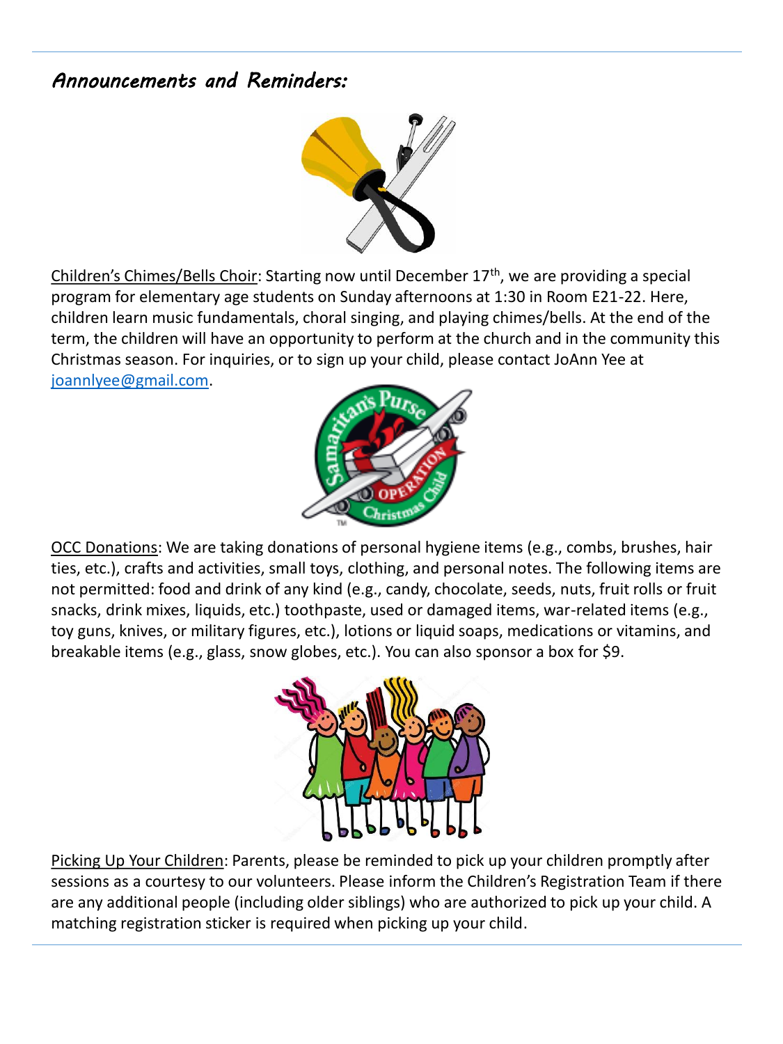## *Announcements and Reminders:*

Children's Chimes/Bells Choir: Starting now until December 17th, we are providing a special program for elementary age students on Sunday afternoons at 1:30 in Room E21-22. Here, children learn music fundamentals, choral singing, and playing chimes/bells. At the end of the term, the children will have an opportunity to perform at the church and in the community this Christmas season. For inquiries, or to sign up your child, please contact JoAnn Yee at joannlyee@gmail.com.

OCC Donations: We are taking donations of personal hygiene items (e.g., combs, brushes, hair ties, etc.), crafts and activities, small toys, clothing, and personal notes. The following items are not permitted: food and drink of any kind (e.g., candy, chocolate, seeds, nuts, fruit rolls or fruit snacks, drink mixes, liquids, etc.) toothpaste, used or damaged items, war-related items (e.g., toy guns, knives, or military figures, etc.), lotions or liquid soaps, medications or vitamins, and breakable items (e.g., glass, snow globes, etc.). You can also sponsor a box for $9.

Picking Up Your Children: Parents, please be reminded to pick up your children promptly after sessions as a courtesy to our volunteers. Please inform the Children's Registration Team if there are any additional people (including older siblings) who are authorized to pick up your child. A matching registration sticker is required when picking up your child.